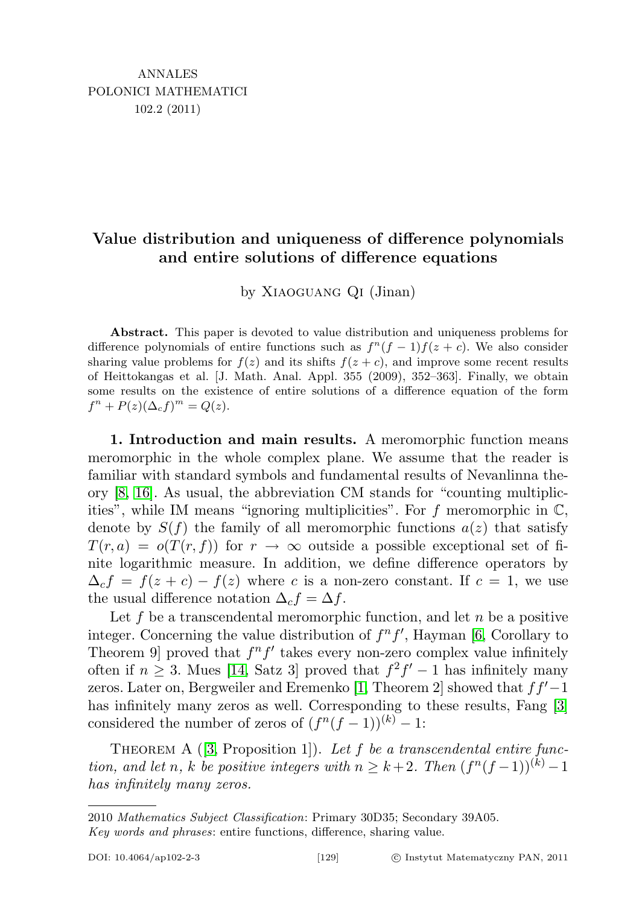ANNALES
POLONICI MATHEMATICI
102.2 (2011)

# Value distribution and uniqueness of difference polynomials and entire solutions of difference equations

by Xiaoguang Qi (Jinan)

**Abstract.** This paper is devoted to value distribution and uniqueness problems for difference polynomials of entire functions such as $f^n(f-1)f(z+c)$. We also consider sharing value problems for $f(z)$ and its shifts $f(z+c)$, and improve some recent results of Heittokangas et al. [J. Math. Anal. Appl. 355 (2009), 352–363]. Finally, we obtain some results on the existence of entire solutions of a difference equation of the form $f^n + P(z)(\Delta_c f)^m = Q(z)$.

**1. Introduction and main results.** A meromorphic function means meromorphic in the whole complex plane. We assume that the reader is familiar with standard symbols and fundamental results of Nevanlinna theory [8, 16]. As usual, the abbreviation CM stands for "counting multiplicities", while IM means "ignoring multiplicities". For $f$ meromorphic in $\mathbb{C}$, denote by $S(f)$ the family of all meromorphic functions $a(z)$ that satisfy $T(r,a) = o(T(r,f))$ for $r \to \infty$ outside a possible exceptional set of finite logarithmic measure. In addition, we define difference operators by $\Delta_c f = f(z+c) - f(z)$ where $c$ is a non-zero constant. If $c = 1$, we use the usual difference notation $\Delta_c f = \Delta f$.

Let $f$ be a transcendental meromorphic function, and let $n$ be a positive integer. Concerning the value distribution of $f^n f'$, Hayman [6, Corollary to Theorem 9] proved that $f^n f'$ takes every non-zero complex value infinitely often if $n \geq 3$. Mues [14, Satz 3] proved that $f^2 f' - 1$ has infinitely many zeros. Later on, Bergweiler and Eremenko [1, Theorem 2] showed that $ff' - 1$ has infinitely many zeros as well. Corresponding to these results, Fang [3] considered the number of zeros of $(f^n(f-1))^{(k)} - 1$:

Theorem A ([3, Proposition 1]). *Let $f$ be a transcendental entire function, and let $n$, $k$ be positive integers with $n \geq k+2$. Then $(f^n(f-1))^{(k)} - 1$ has infinitely many zeros.*

---

2010 *Mathematics Subject Classification*: Primary 30D35; Secondary 39A05.
*Key words and phrases*: entire functions, difference, sharing value.

DOI: 10.4064/ap102-2-3 © Instytut Matematyczny PAN, 2011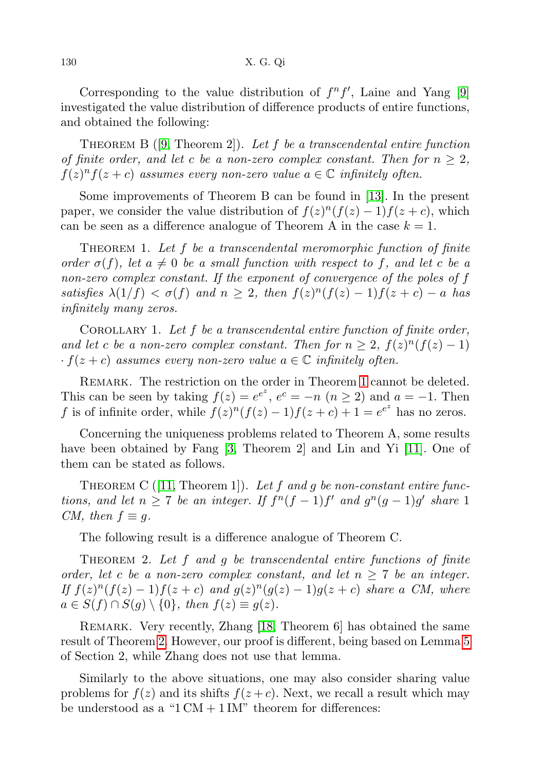Corresponding to the value distribution of $f^n f'$, Laine and Yang [9] investigated the value distribution of difference products of entire functions, and obtained the following:

Theorem B ([9, Theorem 2]). *Let $f$ be a transcendental entire function of finite order, and let $c$ be a non-zero complex constant. Then for $n \geq 2$, $f(z)^n f(z+c)$ assumes every non-zero value $a \in \mathbb{C}$ infinitely often.*

Some improvements of Theorem B can be found in [13]. In the present paper, we consider the value distribution of $f(z)^n(f(z)-1)f(z+c)$, which can be seen as a difference analogue of Theorem A in the case $k = 1$.

Theorem 1. *Let $f$ be a transcendental meromorphic function of finite order $\sigma(f)$, let $a \neq 0$ be a small function with respect to $f$, and let $c$ be a non-zero complex constant. If the exponent of convergence of the poles of $f$ satisfies $\lambda(1/f) < \sigma(f)$ and $n \geq 2$, then $f(z)^n(f(z)-1)f(z+c) - a$ has infinitely many zeros.*

Corollary 1. *Let $f$ be a transcendental entire function of finite order, and let $c$ be a non-zero complex constant. Then for $n \geq 2$, $f(z)^n(f(z)-1) \cdot f(z+c)$ assumes every non-zero value $a \in \mathbb{C}$ infinitely often.*

Remark. The restriction on the order in Theorem 1 cannot be deleted. This can be seen by taking $f(z) = e^{e^z}$, $e^c = -n$ ($n \geq 2$) and $a = -1$. Then $f$ is of infinite order, while $f(z)^n(f(z)-1)f(z+c) + 1 = e^{e^z}$ has no zeros.

Concerning the uniqueness problems related to Theorem A, some results have been obtained by Fang [3, Theorem 2] and Lin and Yi [11]. One of them can be stated as follows.

Theorem C ([11, Theorem 1]). *Let $f$ and $g$ be non-constant entire functions, and let $n \geq 7$ be an integer. If $f^n(f-1)f'$ and $g^n(g-1)g'$ share 1 CM, then $f \equiv g$.*

The following result is a difference analogue of Theorem C.

Theorem 2. *Let $f$ and $g$ be transcendental entire functions of finite order, let $c$ be a non-zero complex constant, and let $n \geq 7$ be an integer. If $f(z)^n(f(z)-1)f(z+c)$ and $g(z)^n(g(z)-1)g(z+c)$ share $a$ CM, where $a \in S(f) \cap S(g) \setminus \{0\}$, then $f(z) \equiv g(z)$.*

Remark. Very recently, Zhang [18, Theorem 6] has obtained the same result of Theorem 2. However, our proof is different, being based on Lemma 5 of Section 2, while Zhang does not use that lemma.

Similarly to the above situations, one may also consider sharing value problems for $f(z)$ and its shifts $f(z+c)$. Next, we recall a result which may be understood as a "1 CM + 1 IM" theorem for differences: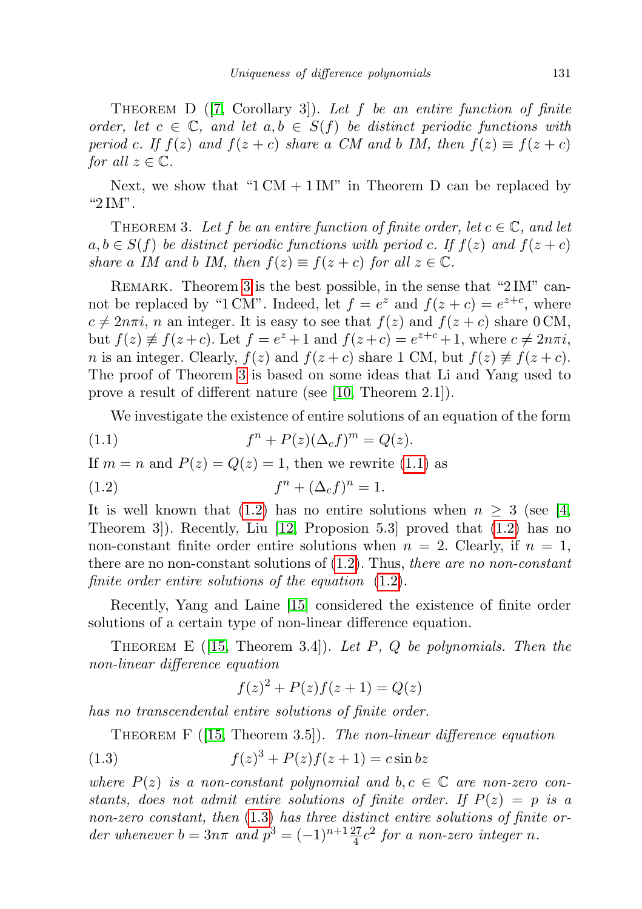Theorem D ([7, Corollary 3]). *Let $f$ be an entire function of finite order, let $c \in \mathbb{C}$, and let $a, b \in S(f)$ be distinct periodic functions with period $c$. If $f(z)$ and $f(z+c)$ share $a$ CM and $b$ IM, then $f(z) \equiv f(z+c)$ for all $z \in \mathbb{C}$.*

Next, we show that "1 CM + 1 IM" in Theorem D can be replaced by "2 IM".

Theorem 3. *Let $f$ be an entire function of finite order, let $c \in \mathbb{C}$, and let $a, b \in S(f)$ be distinct periodic functions with period $c$. If $f(z)$ and $f(z+c)$ share $a$ IM and $b$ IM, then $f(z) \equiv f(z+c)$ for all $z \in \mathbb{C}$.*

Remark. Theorem 3 is the best possible, in the sense that "2 IM" cannot be replaced by "1 CM". Indeed, let $f = e^z$ and $f(z+c) = e^{z+c}$, where $c \neq 2n\pi i$, $n$ an integer. It is easy to see that $f(z)$ and $f(z+c)$ share 0 CM, but $f(z) \not\equiv f(z+c)$. Let $f = e^z + 1$ and $f(z+c) = e^{z+c} + 1$, where $c \neq 2n\pi i$, $n$ is an integer. Clearly, $f(z)$ and $f(z+c)$ share 1 CM, but $f(z) \not\equiv f(z+c)$. The proof of Theorem 3 is based on some ideas that Li and Yang used to prove a result of different nature (see [10, Theorem 2.1]).

We investigate the existence of entire solutions of an equation of the form

$$f^n + P(z)(\Delta_c f)^m = Q(z). \tag{1.1}$$

If $m = n$ and $P(z) = Q(z) = 1$, then we rewrite (1.1) as

$$f^n + (\Delta_c f)^n = 1. \tag{1.2}$$

It is well known that (1.2) has no entire solutions when $n \geq 3$ (see [4, Theorem 3]). Recently, Liu [12, Proposion 5.3] proved that (1.2) has no non-constant finite order entire solutions when $n = 2$. Clearly, if $n = 1$, there are no non-constant solutions of (1.2). Thus, *there are no non-constant finite order entire solutions of the equation* (1.2).

Recently, Yang and Laine [15] considered the existence of finite order solutions of a certain type of non-linear difference equation.

Theorem E ([15, Theorem 3.4]). *Let $P$, $Q$ be polynomials. Then the non-linear difference equation*

$$f(z)^2 + P(z)f(z+1) = Q(z)$$

*has no transcendental entire solutions of finite order.*

Theorem F ([15, Theorem 3.5]). *The non-linear difference equation*

$$f(z)^3 + P(z)f(z+1) = c \sin bz \tag{1.3}$$

*where $P(z)$ is a non-constant polynomial and $b, c \in \mathbb{C}$ are non-zero constants, does not admit entire solutions of finite order. If $P(z) = p$ is a non-zero constant, then (1.3) has three distinct entire solutions of finite order whenever $b = 3n\pi$ and $p^3 = (-1)^{n+1}\frac{27}{4}c^2$ for a non-zero integer $n$.*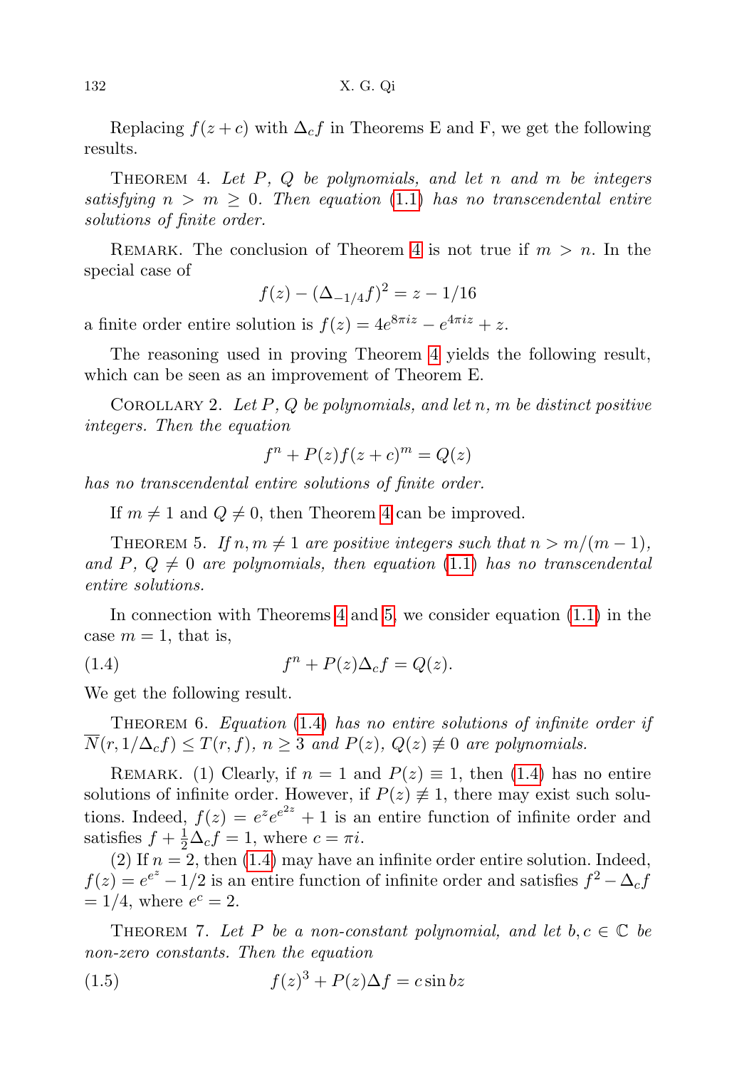Replacing $f(z+c)$ with $\Delta_c f$ in Theorems E and F, we get the following results.

Theorem 4. *Let $P$, $Q$ be polynomials, and let $n$ and $m$ be integers satisfying $n > m \geq 0$. Then equation (1.1) has no transcendental entire solutions of finite order.*

Remark. The conclusion of Theorem 4 is not true if $m > n$. In the special case of

$$f(z) - (\Delta_{-1/4} f)^2 = z - 1/16$$

a finite order entire solution is $f(z) = 4e^{8\pi i z} - e^{4\pi i z} + z$.

The reasoning used in proving Theorem 4 yields the following result, which can be seen as an improvement of Theorem E.

Corollary 2. *Let $P$, $Q$ be polynomials, and let $n$, $m$ be distinct positive integers. Then the equation*

$$f^n + P(z) f(z+c)^m = Q(z)$$

*has no transcendental entire solutions of finite order.*

If $m \neq 1$ and $Q \neq 0$, then Theorem 4 can be improved.

Theorem 5. *If $n, m \neq 1$ are positive integers such that $n > m/(m-1)$, and $P$, $Q \neq 0$ are polynomials, then equation (1.1) has no transcendental entire solutions.*

In connection with Theorems 4 and 5, we consider equation (1.1) in the case $m = 1$, that is,

$$f^n + P(z) \Delta_c f = Q(z). \tag{1.4}$$

We get the following result.

Theorem 6. *Equation (1.4) has no entire solutions of infinite order if $\overline{N}(r, 1/\Delta_c f) \leq T(r, f)$, $n \geq 3$ and $P(z)$, $Q(z) \not\equiv 0$ are polynomials.*

Remark. (1) Clearly, if $n = 1$ and $P(z) \equiv 1$, then (1.4) has no entire solutions of infinite order. However, if $P(z) \not\equiv 1$, there may exist such solutions. Indeed, $f(z) = e^z e^{e^{2z}} + 1$ is an entire function of infinite order and satisfies $f + \frac{1}{2}\Delta_c f = 1$, where $c = \pi i$.

(2) If $n = 2$, then (1.4) may have an infinite order entire solution. Indeed, $f(z) = e^{e^z} - 1/2$ is an entire function of infinite order and satisfies $f^2 - \Delta_c f = 1/4$, where $e^c = 2$.

Theorem 7. *Let $P$ be a non-constant polynomial, and let $b, c \in \mathbb{C}$ be non-zero constants. Then the equation*

$$f(z)^3 + P(z) \Delta f = c \sin bz \tag{1.5}$$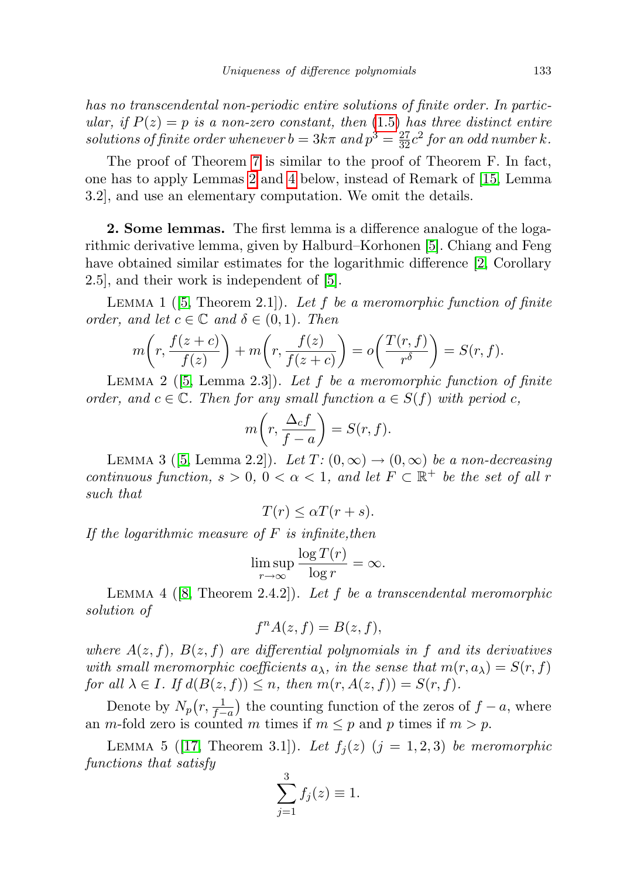*has no transcendental non-periodic entire solutions of finite order. In particular, if $P(z) = p$ is a non-zero constant, then (1.5) has three distinct entire solutions of finite order whenever $b = 3k\pi$ and $p^3 = \frac{27}{32}c^2$ for an odd number $k$.*

The proof of Theorem 7 is similar to the proof of Theorem F. In fact, one has to apply Lemmas 2 and 4 below, instead of Remark of [15, Lemma 3.2], and use an elementary computation. We omit the details.

## 2. Some lemmas.

The first lemma is a difference analogue of the logarithmic derivative lemma, given by Halburd–Korhonen [5]. Chiang and Feng have obtained similar estimates for the logarithmic difference [2, Corollary 2.5], and their work is independent of [5].

LEMMA 1 ([5, Theorem 2.1]). *Let $f$ be a meromorphic function of finite order, and let $c \in \mathbb{C}$ and $\delta \in (0,1)$. Then*

$$m\left(r, \frac{f(z+c)}{f(z)}\right) + m\left(r, \frac{f(z)}{f(z+c)}\right) = o\left(\frac{T(r,f)}{r^\delta}\right) = S(r,f).$$

LEMMA 2 ([5, Lemma 2.3]). *Let $f$ be a meromorphic function of finite order, and $c \in \mathbb{C}$. Then for any small function $a \in S(f)$ with period $c$,*

$$m\left(r, \frac{\Delta_c f}{f-a}\right) = S(r,f).$$

LEMMA 3 ([5, Lemma 2.2]). *Let $T\colon (0,\infty) \to (0,\infty)$ be a non-decreasing continuous function, $s > 0$, $0 < \alpha < 1$, and let $F \subset \mathbb{R}^+$ be the set of all $r$ such that*

$$T(r) \le \alpha T(r+s).$$

*If the logarithmic measure of $F$ is infinite,then*

$$\limsup_{r\to\infty} \frac{\log T(r)}{\log r} = \infty.$$

LEMMA 4 ([8, Theorem 2.4.2]). *Let $f$ be a transcendental meromorphic solution of*

$$f^n A(z,f) = B(z,f),$$

*where $A(z,f)$, $B(z,f)$ are differential polynomials in $f$ and its derivatives with small meromorphic coefficients $a_\lambda$, in the sense that $m(r,a_\lambda) = S(r,f)$ for all $\lambda \in I$. If $d(B(z,f)) \le n$, then $m(r, A(z,f)) = S(r,f)$.*

Denote by $N_p\big(r, \frac{1}{f-a}\big)$ the counting function of the zeros of $f-a$, where an $m$-fold zero is counted $m$ times if $m \le p$ and $p$ times if $m > p$.

LEMMA 5 ([17, Theorem 3.1]). *Let $f_j(z)$ $(j = 1,2,3)$ be meromorphic functions that satisfy*

$$\sum_{j=1}^{3} f_j(z) \equiv 1.$$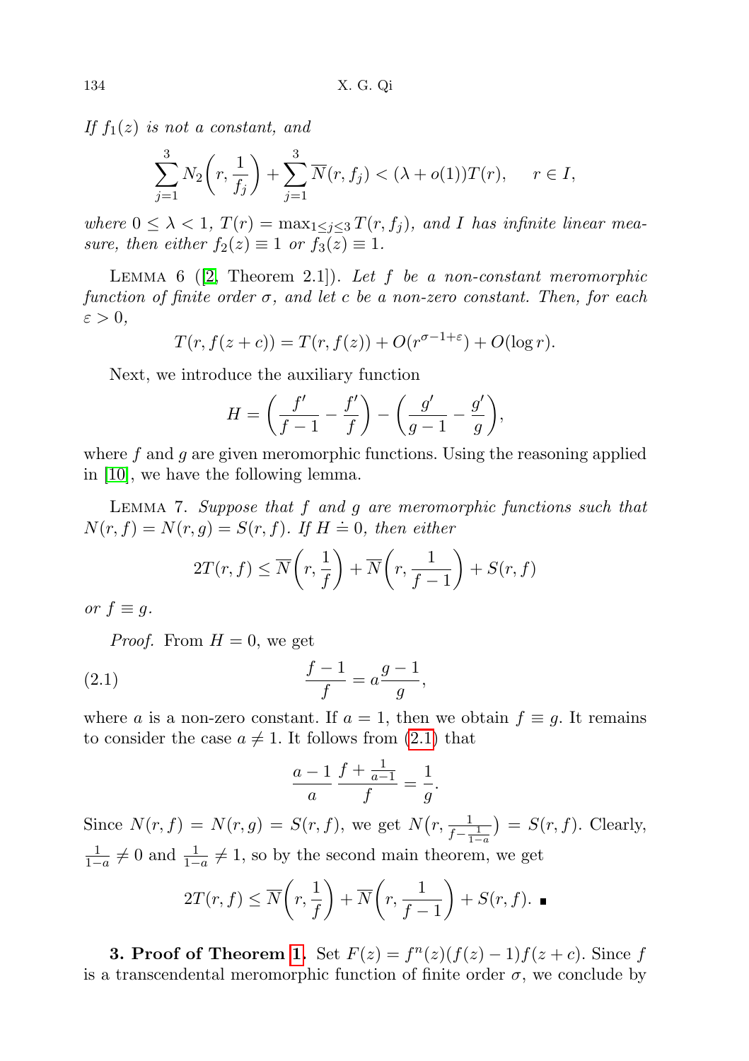*If $f_1(z)$ is not a constant, and*

$$\sum_{j=1}^{3} N_2\left(r, \frac{1}{f_j}\right) + \sum_{j=1}^{3} \overline{N}(r, f_j) < (\lambda + o(1))T(r), \qquad r \in I,$$

*where $0 \le \lambda < 1$, $T(r) = \max_{1 \le j \le 3} T(r, f_j)$, and $I$ has infinite linear measure, then either $f_2(z) \equiv 1$ or $f_3(z) \equiv 1$.*

LEMMA 6 ([2, Theorem 2.1]). *Let $f$ be a non-constant meromorphic function of finite order $\sigma$, and let $c$ be a non-zero constant. Then, for each $\varepsilon > 0$,*

$$T(r, f(z+c)) = T(r, f(z)) + O(r^{\sigma - 1 + \varepsilon}) + O(\log r).$$

Next, we introduce the auxiliary function

$$H = \left(\frac{f'}{f-1} - \frac{f'}{f}\right) - \left(\frac{g'}{g-1} - \frac{g'}{g}\right),$$

where $f$ and $g$ are given meromorphic functions. Using the reasoning applied in [10], we have the following lemma.

LEMMA 7. *Suppose that $f$ and $g$ are meromorphic functions such that $N(r, f) = N(r, g) = S(r, f)$. If $H \doteq 0$, then either*

$$2T(r, f) \le \overline{N}\left(r, \frac{1}{f}\right) + \overline{N}\left(r, \frac{1}{f-1}\right) + S(r, f)$$

*or $f \equiv g$.*

*Proof.* From $H = 0$, we get

$$\frac{f-1}{f} = a\frac{g-1}{g}, \tag{2.1}$$

where $a$ is a non-zero constant. If $a = 1$, then we obtain $f \equiv g$. It remains to consider the case $a \ne 1$. It follows from (2.1) that

$$\frac{a-1}{a}\,\frac{f + \frac{1}{a-1}}{f} = \frac{1}{g}.$$

Since $N(r, f) = N(r, g) = S(r, f)$, we get $N\big(r, \frac{1}{f - \frac{1}{1-a}}\big) = S(r, f)$. Clearly, $\frac{1}{1-a} \ne 0$ and $\frac{1}{1-a} \ne 1$, so by the second main theorem, we get

$$2T(r, f) \le \overline{N}\left(r, \frac{1}{f}\right) + \overline{N}\left(r, \frac{1}{f-1}\right) + S(r, f). \ \blacksquare$$

**3. Proof of Theorem 1.** Set $F(z) = f^n(z)(f(z) - 1)f(z+c)$. Since $f$ is a transcendental meromorphic function of finite order $\sigma$, we conclude by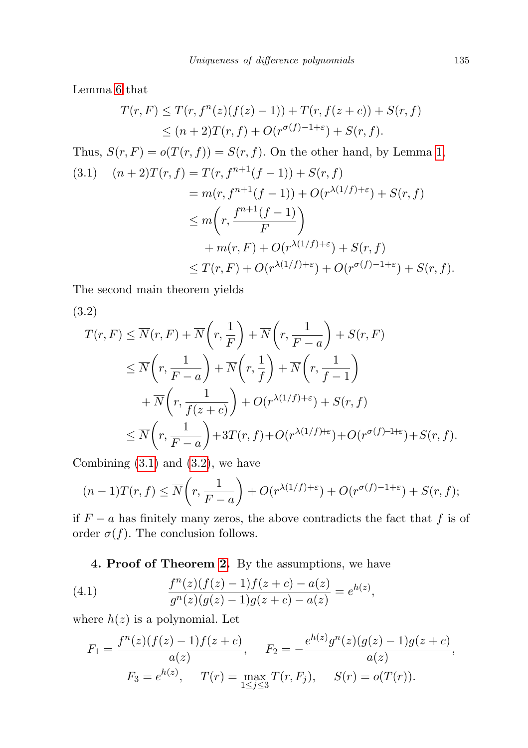Lemma 6 that

$$
\begin{aligned}
T(r,F) &\le T(r, f^n(z)(f(z)-1)) + T(r, f(z+c)) + S(r,f)\\
&\le (n+2)T(r,f) + O(r^{\sigma(f)-1+\varepsilon}) + S(r,f).
\end{aligned}
$$

Thus, $S(r,F) = o(T(r,f)) = S(r,f)$. On the other hand, by Lemma 1,

$$
\begin{aligned}
(n+2)T(r,f) &= T(r, f^{n+1}(f-1)) + S(r,f)\\
&= m(r, f^{n+1}(f-1)) + O(r^{\lambda(1/f)+\varepsilon}) + S(r,f)\\
&\le m\left(r, \frac{f^{n+1}(f-1)}{F}\right)\\
&\quad + m(r,F) + O(r^{\lambda(1/f)+\varepsilon}) + S(r,f)\\
&\le T(r,F) + O(r^{\lambda(1/f)+\varepsilon}) + O(r^{\sigma(f)-1+\varepsilon}) + S(r,f).
\end{aligned}
\tag{3.1}
$$

The second main theorem yields

$$
\begin{aligned}
T(r,F) &\le \overline{N}(r,F) + \overline{N}\left(r,\frac{1}{F}\right) + \overline{N}\left(r,\frac{1}{F-a}\right) + S(r,F)\\
&\le \overline{N}\left(r,\frac{1}{F-a}\right) + \overline{N}\left(r,\frac{1}{f}\right) + \overline{N}\left(r,\frac{1}{f-1}\right)\\
&\quad + \overline{N}\left(r,\frac{1}{f(z+c)}\right) + O(r^{\lambda(1/f)+\varepsilon}) + S(r,f)\\
&\le \overline{N}\left(r,\frac{1}{F-a}\right) + 3T(r,f) + O(r^{\lambda(1/f)+\varepsilon}) + O(r^{\sigma(f)-1+\varepsilon}) + S(r,f).
\end{aligned}
\tag{3.2}
$$

Combining (3.1) and (3.2), we have

$$
(n-1)T(r,f) \le \overline{N}\left(r,\frac{1}{F-a}\right) + O(r^{\lambda(1/f)+\varepsilon}) + O(r^{\sigma(f)-1+\varepsilon}) + S(r,f);
$$

if $F-a$ has finitely many zeros, the above contradicts the fact that $f$ is of order $\sigma(f)$. The conclusion follows.

**4. Proof of Theorem 2.** By the assumptions, we have

$$
\frac{f^n(z)(f(z)-1)f(z+c) - a(z)}{g^n(z)(g(z)-1)g(z+c) - a(z)} = e^{h(z)},
\tag{4.1}
$$

where $h(z)$ is a polynomial. Let

$$
F_1 = \frac{f^n(z)(f(z)-1)f(z+c)}{a(z)}, \qquad F_2 = -\frac{e^{h(z)}g^n(z)(g(z)-1)g(z+c)}{a(z)},
$$

$$
F_3 = e^{h(z)}, \qquad T(r) = \max_{1\le j\le 3} T(r,F_j), \qquad S(r) = o(T(r)).
$$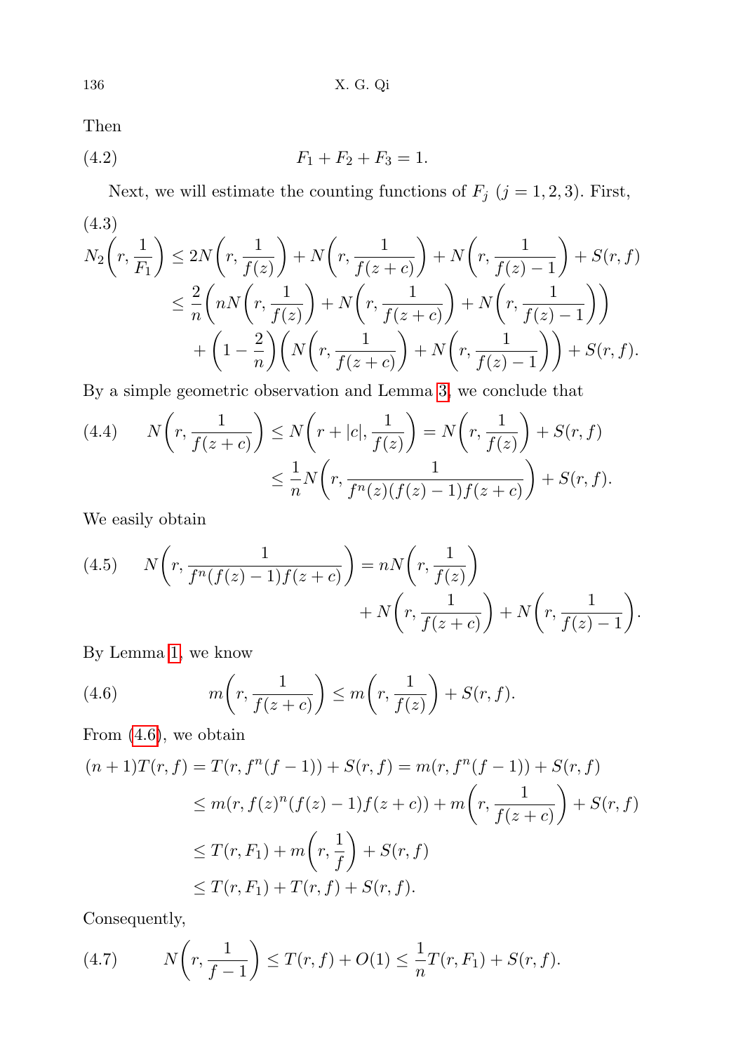Then

$$F_1 + F_2 + F_3 = 1. \tag{4.2}$$

Next, we will estimate the counting functions of $F_j$ $(j = 1, 2, 3)$. First,

$$\begin{aligned} N_2\left(r, \frac{1}{F_1}\right) &\leq 2N\left(r, \frac{1}{f(z)}\right) + N\left(r, \frac{1}{f(z+c)}\right) + N\left(r, \frac{1}{f(z)-1}\right) + S(r,f) \\ &\leq \frac{2}{n}\left(nN\left(r, \frac{1}{f(z)}\right) + N\left(r, \frac{1}{f(z+c)}\right) + N\left(r, \frac{1}{f(z)-1}\right)\right) \\ &\quad + \left(1 - \frac{2}{n}\right)\left(N\left(r, \frac{1}{f(z+c)}\right) + N\left(r, \frac{1}{f(z)-1}\right)\right) + S(r,f). \end{aligned} \tag{4.3}$$

By a simple geometric observation and Lemma 3, we conclude that

$$\begin{aligned} N\left(r, \frac{1}{f(z+c)}\right) &\leq N\left(r+|c|, \frac{1}{f(z)}\right) = N\left(r, \frac{1}{f(z)}\right) + S(r,f) \\ &\leq \frac{1}{n}N\left(r, \frac{1}{f^n(z)(f(z)-1)f(z+c)}\right) + S(r,f). \end{aligned} \tag{4.4}$$

We easily obtain

$$\begin{aligned} N\left(r, \frac{1}{f^n(f(z)-1)f(z+c)}\right) &= nN\left(r, \frac{1}{f(z)}\right) \\ &\quad + N\left(r, \frac{1}{f(z+c)}\right) + N\left(r, \frac{1}{f(z)-1}\right). \end{aligned} \tag{4.5}$$

By Lemma 1, we know

$$m\left(r, \frac{1}{f(z+c)}\right) \leq m\left(r, \frac{1}{f(z)}\right) + S(r,f). \tag{4.6}$$

From (4.6), we obtain

$$\begin{aligned} (n+1)T(r,f) &= T(r, f^n(f-1)) + S(r,f) = m(r, f^n(f-1)) + S(r,f) \\ &\leq m(r, f(z)^n(f(z)-1)f(z+c)) + m\left(r, \frac{1}{f(z+c)}\right) + S(r,f) \\ &\leq T(r, F_1) + m\left(r, \frac{1}{f}\right) + S(r,f) \\ &\leq T(r, F_1) + T(r,f) + S(r,f). \end{aligned}$$

Consequently,

$$N\left(r, \frac{1}{f-1}\right) \leq T(r,f) + O(1) \leq \frac{1}{n}T(r, F_1) + S(r,f). \tag{4.7}$$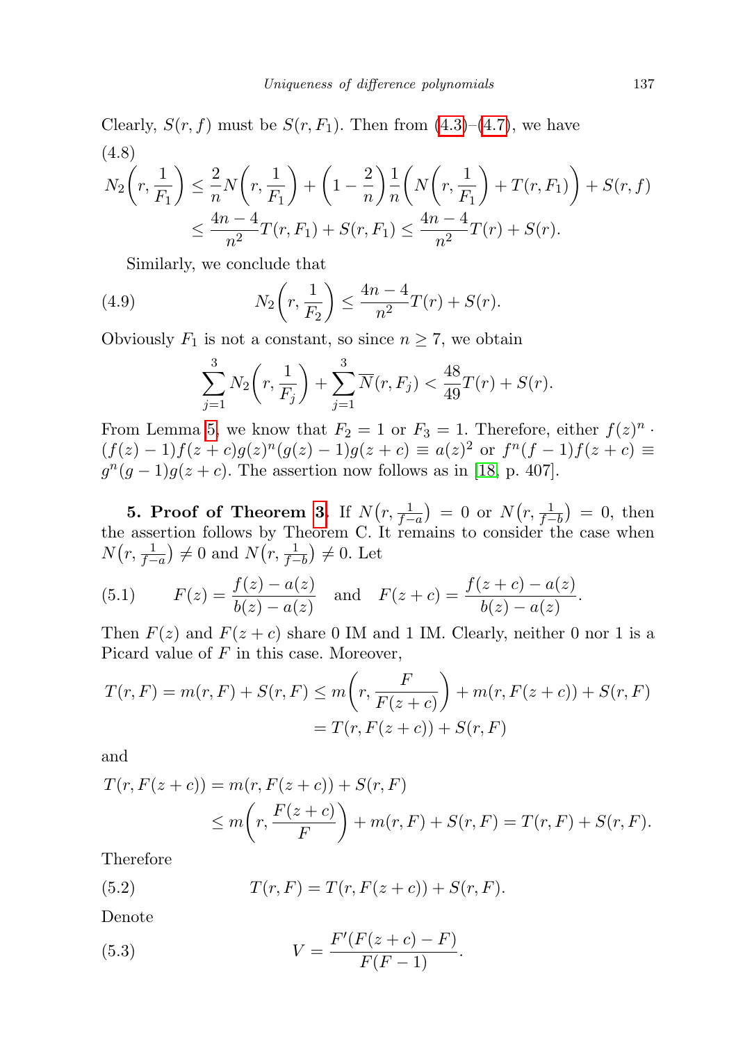Clearly, $S(r,f)$ must be $S(r,F_1)$. Then from (4.3)–(4.7), we have

(4.8)
$$
\begin{aligned}
N_2\left(r,\frac{1}{F_1}\right) &\le \frac{2}{n}N\left(r,\frac{1}{F_1}\right)+\left(1-\frac{2}{n}\right)\frac{1}{n}\left(N\left(r,\frac{1}{F_1}\right)+T(r,F_1)\right)+S(r,f)\\
&\le \frac{4n-4}{n^2}T(r,F_1)+S(r,F_1)\le \frac{4n-4}{n^2}T(r)+S(r).
\end{aligned}
$$

Similarly, we conclude that

$$
N_2\left(r,\frac{1}{F_2}\right) \le \frac{4n-4}{n^2}T(r)+S(r). \tag{4.9}
$$

Obviously $F_1$ is not a constant, so since $n \ge 7$, we obtain

$$
\sum_{j=1}^{3} N_2\left(r,\frac{1}{F_j}\right)+\sum_{j=1}^{3}\overline{N}(r,F_j) < \frac{48}{49}T(r)+S(r).
$$

From Lemma 5, we know that $F_2=1$ or $F_3=1$. Therefore, either $f(z)^n\cdot(f(z)-1)f(z+c)g(z)^n(g(z)-1)g(z+c)\equiv a(z)^2$ or $f^n(f-1)f(z+c)\equiv g^n(g-1)g(z+c)$. The assertion now follows as in [18, p. 407].

**5. Proof of Theorem 3.** If $N\big(r,\frac{1}{f-a}\big)=0$ or $N\big(r,\frac{1}{f-b}\big)=0$, then the assertion follows by Theorem C. It remains to consider the case when $N\big(r,\frac{1}{f-a}\big)\neq 0$ and $N\big(r,\frac{1}{f-b}\big)\neq 0$. Let

$$
F(z)=\frac{f(z)-a(z)}{b(z)-a(z)} \quad\text{and}\quad F(z+c)=\frac{f(z+c)-a(z)}{b(z)-a(z)}. \tag{5.1}
$$

Then $F(z)$ and $F(z+c)$ share 0 IM and 1 IM. Clearly, neither 0 nor 1 is a Picard value of $F$ in this case. Moreover,

$$
\begin{aligned}
T(r,F)=m(r,F)+S(r,F) &\le m\left(r,\frac{F}{F(z+c)}\right)+m(r,F(z+c))+S(r,F)\\
&= T(r,F(z+c))+S(r,F)
\end{aligned}
$$

and

$$
\begin{aligned}
T(r,F(z+c)) &= m(r,F(z+c))+S(r,F)\\
&\le m\left(r,\frac{F(z+c)}{F}\right)+m(r,F)+S(r,F)=T(r,F)+S(r,F).
\end{aligned}
$$

Therefore

$$
T(r,F)=T(r,F(z+c))+S(r,F). \tag{5.2}
$$

Denote

$$
V=\frac{F'(F(z+c)-F)}{F(F-1)}. \tag{5.3}
$$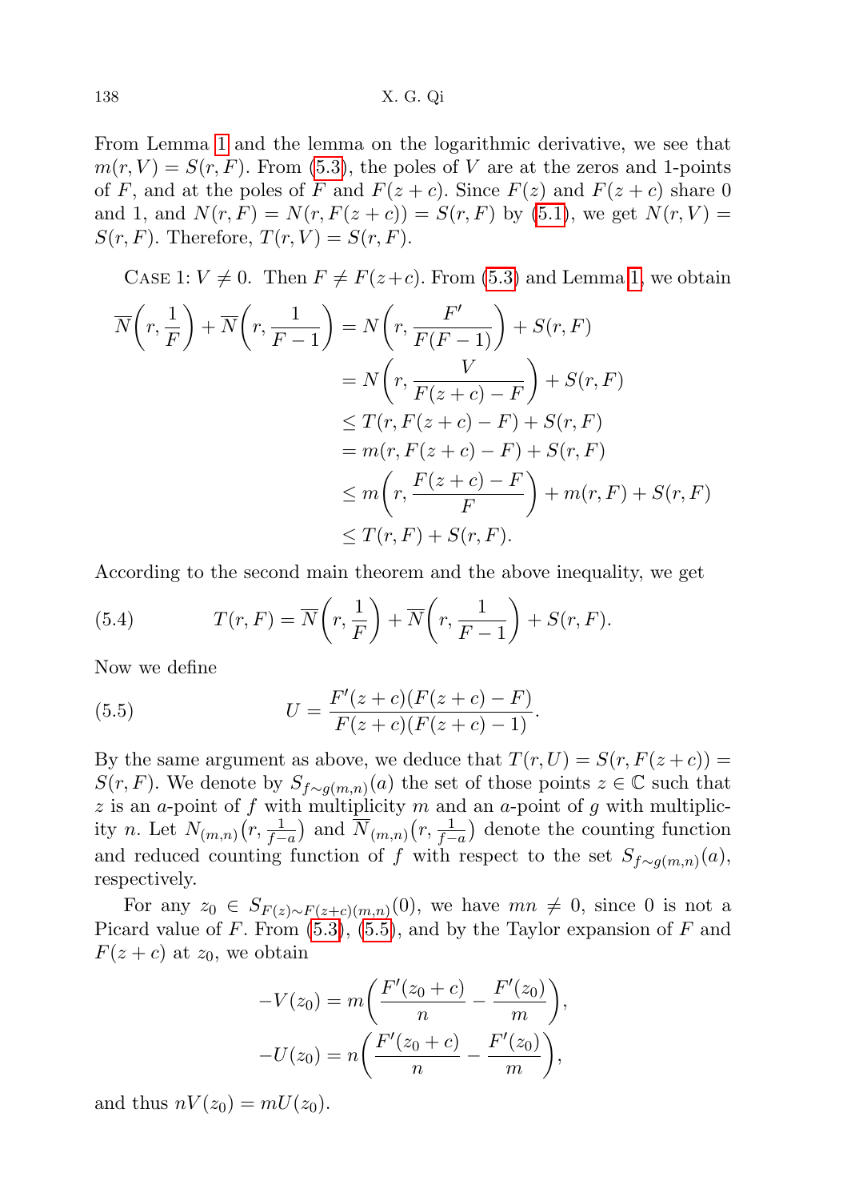From Lemma 1 and the lemma on the logarithmic derivative, we see that $m(r,V) = S(r,F)$. From (5.3), the poles of $V$ are at the zeros and 1-points of $F$, and at the poles of $F$ and $F(z+c)$. Since $F(z)$ and $F(z+c)$ share 0 and 1, and $N(r,F) = N(r,F(z+c)) = S(r,F)$ by (5.1), we get $N(r,V) = S(r,F)$. Therefore, $T(r,V) = S(r,F)$.

Case 1: $V \not\equiv 0$. Then $F \not\equiv F(z+c)$. From (5.3) and Lemma 1, we obtain

$$
\begin{aligned}
\overline{N}\left(r,\frac{1}{F}\right) + \overline{N}\left(r,\frac{1}{F-1}\right) &= N\left(r,\frac{F'}{F(F-1)}\right) + S(r,F)\\
&= N\left(r,\frac{V}{F(z+c)-F}\right) + S(r,F)\\
&\le T(r,F(z+c)-F) + S(r,F)\\
&= m(r,F(z+c)-F) + S(r,F)\\
&\le m\left(r,\frac{F(z+c)-F}{F}\right) + m(r,F) + S(r,F)\\
&\le T(r,F) + S(r,F).
\end{aligned}
$$

According to the second main theorem and the above inequality, we get

$$
T(r,F) = \overline{N}\left(r,\frac{1}{F}\right) + \overline{N}\left(r,\frac{1}{F-1}\right) + S(r,F). \tag{5.4}
$$

Now we define

$$
U = \frac{F'(z+c)(F(z+c)-F)}{F(z+c)(F(z+c)-1)}. \tag{5.5}
$$

By the same argument as above, we deduce that $T(r,U) = S(r,F(z+c)) = S(r,F)$. We denote by $S_{f\sim g(m,n)}(a)$ the set of those points $z \in \mathbb{C}$ such that $z$ is an $a$-point of $f$ with multiplicity $m$ and an $a$-point of $g$ with multiplicity $n$. Let $N_{(m,n)}\left(r,\frac{1}{f-a}\right)$ and $\overline{N}_{(m,n)}\left(r,\frac{1}{f-a}\right)$ denote the counting function and reduced counting function of $f$ with respect to the set $S_{f\sim g(m,n)}(a)$, respectively.

For any $z_0 \in S_{F(z)\sim F(z+c)(m,n)}(0)$, we have $mn \neq 0$, since 0 is not a Picard value of $F$. From (5.3), (5.5), and by the Taylor expansion of $F$ and $F(z+c)$ at $z_0$, we obtain

$$
-V(z_0) = m\left(\frac{F'(z_0+c)}{n} - \frac{F'(z_0)}{m}\right),
$$

$$
-U(z_0) = n\left(\frac{F'(z_0+c)}{n} - \frac{F'(z_0)}{m}\right),
$$

and thus $nV(z_0) = mU(z_0)$.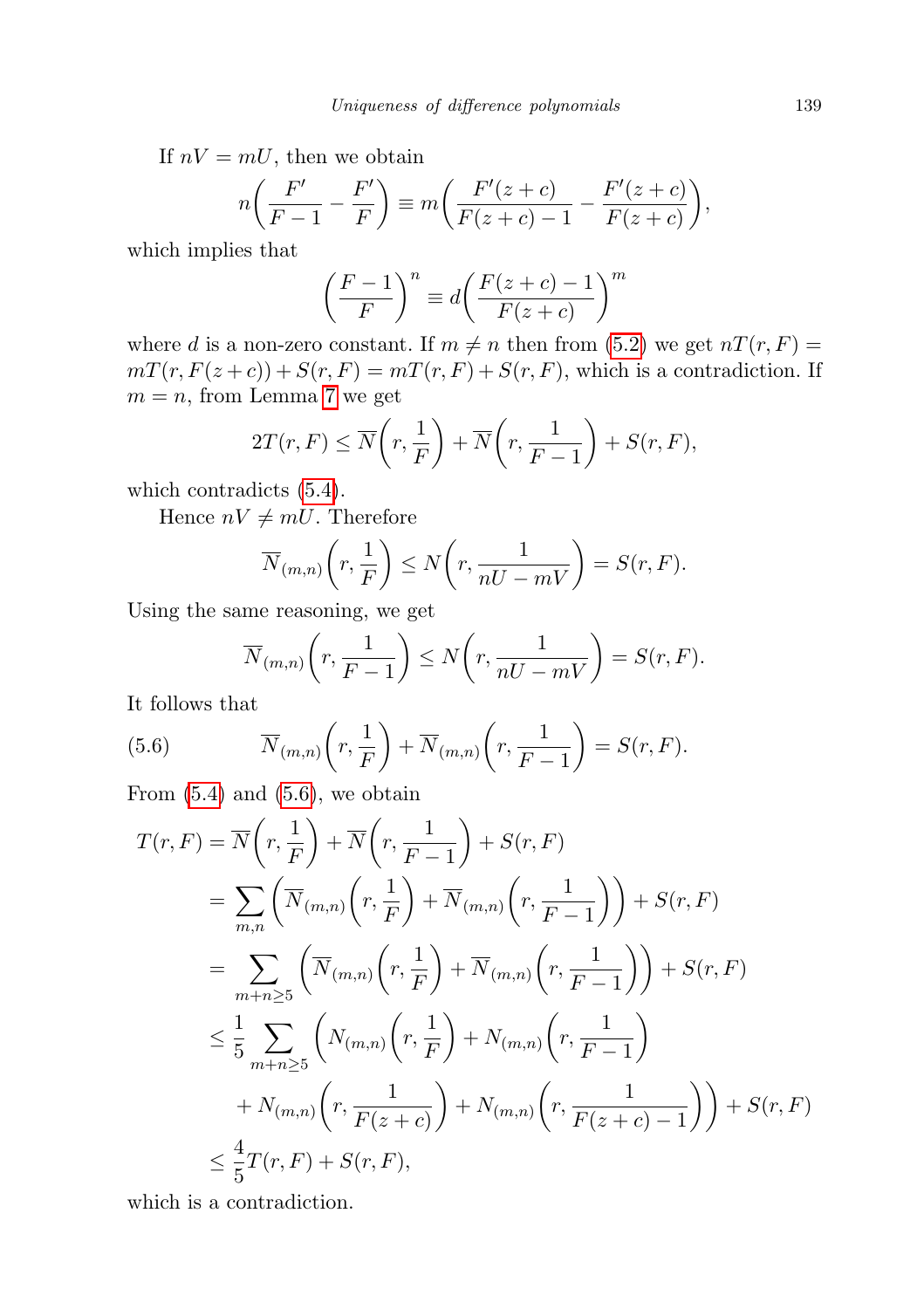If $nV = mU$, then we obtain

$$n\left(\frac{F'}{F-1} - \frac{F'}{F}\right) \equiv m\left(\frac{F'(z+c)}{F(z+c)-1} - \frac{F'(z+c)}{F(z+c)}\right),$$

which implies that

$$\left(\frac{F-1}{F}\right)^n \equiv d\left(\frac{F(z+c)-1}{F(z+c)}\right)^m$$

where $d$ is a non-zero constant. If $m \neq n$ then from (5.2) we get $nT(r,F) = mT(r,F(z+c)) + S(r,F) = mT(r,F) + S(r,F)$, which is a contradiction. If $m = n$, from Lemma 7 we get

$$2T(r,F) \leq \overline{N}\left(r, \frac{1}{F}\right) + \overline{N}\left(r, \frac{1}{F-1}\right) + S(r,F),$$

which contradicts (5.4).

Hence $nV \neq mU$. Therefore

$$\overline{N}_{(m,n)}\left(r, \frac{1}{F}\right) \leq N\left(r, \frac{1}{nU - mV}\right) = S(r,F).$$

Using the same reasoning, we get

$$\overline{N}_{(m,n)}\left(r, \frac{1}{F-1}\right) \leq N\left(r, \frac{1}{nU - mV}\right) = S(r,F).$$

It follows that

$$\overline{N}_{(m,n)}\left(r, \frac{1}{F}\right) + \overline{N}_{(m,n)}\left(r, \frac{1}{F-1}\right) = S(r,F). \tag{5.6}$$

From (5.4) and (5.6), we obtain

$$\begin{aligned}
T(r,F) &= \overline{N}\left(r, \frac{1}{F}\right) + \overline{N}\left(r, \frac{1}{F-1}\right) + S(r,F) \\
&= \sum_{m,n}\left(\overline{N}_{(m,n)}\left(r, \frac{1}{F}\right) + \overline{N}_{(m,n)}\left(r, \frac{1}{F-1}\right)\right) + S(r,F) \\
&= \sum_{m+n\geq 5}\left(\overline{N}_{(m,n)}\left(r, \frac{1}{F}\right) + \overline{N}_{(m,n)}\left(r, \frac{1}{F-1}\right)\right) + S(r,F) \\
&\leq \frac{1}{5}\sum_{m+n\geq 5}\left(N_{(m,n)}\left(r, \frac{1}{F}\right) + N_{(m,n)}\left(r, \frac{1}{F-1}\right)\right. \\
&\qquad \left. + N_{(m,n)}\left(r, \frac{1}{F(z+c)}\right) + N_{(m,n)}\left(r, \frac{1}{F(z+c)-1}\right)\right) + S(r,F) \\
&\leq \frac{4}{5}T(r,F) + S(r,F),
\end{aligned}$$

which is a contradiction.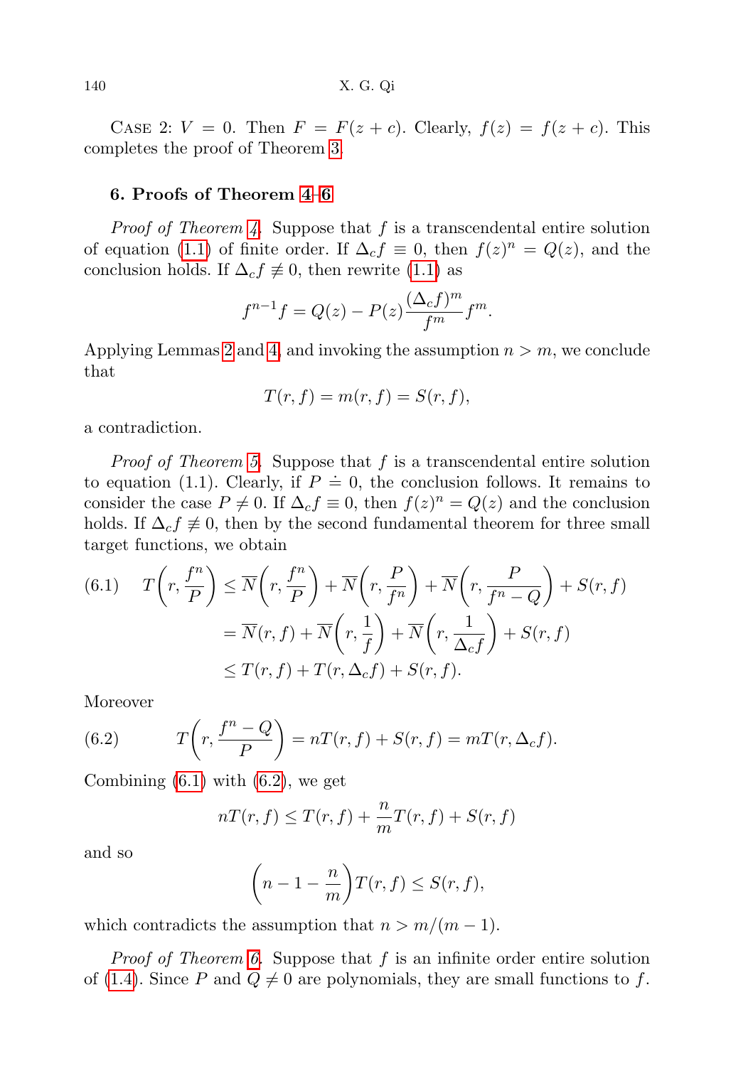Case 2: $V = 0$. Then $F = F(z+c)$. Clearly, $f(z) = f(z+c)$. This completes the proof of Theorem 3.

## 6. Proofs of Theorem 4–6

*Proof of Theorem 4.* Suppose that $f$ is a transcendental entire solution of equation (1.1) of finite order. If $\Delta_c f \equiv 0$, then $f(z)^n = Q(z)$, and the conclusion holds. If $\Delta_c f \not\equiv 0$, then rewrite (1.1) as

$$f^{n-1}f = Q(z) - P(z)\frac{(\Delta_c f)^m}{f^m}f^m.$$

Applying Lemmas 2 and 4, and invoking the assumption $n > m$, we conclude that

$$T(r,f) = m(r,f) = S(r,f),$$

a contradiction.

*Proof of Theorem 5.* Suppose that $f$ is a transcendental entire solution to equation (1.1). Clearly, if $P \doteq 0$, the conclusion follows. It remains to consider the case $P \neq 0$. If $\Delta_c f \equiv 0$, then $f(z)^n = Q(z)$ and the conclusion holds. If $\Delta_c f \not\equiv 0$, then by the second fundamental theorem for three small target functions, we obtain

$$
\begin{aligned}
(6.1)\quad T\left(r, \frac{f^n}{P}\right) &\leq \overline{N}\left(r, \frac{f^n}{P}\right) + \overline{N}\left(r, \frac{P}{f^n}\right) + \overline{N}\left(r, \frac{P}{f^n - Q}\right) + S(r,f) \\
&= \overline{N}(r,f) + \overline{N}\left(r, \frac{1}{f}\right) + \overline{N}\left(r, \frac{1}{\Delta_c f}\right) + S(r,f) \\
&\leq T(r,f) + T(r, \Delta_c f) + S(r,f).
\end{aligned}
$$

Moreover

$$(6.2)\qquad T\left(r, \frac{f^n - Q}{P}\right) = nT(r,f) + S(r,f) = mT(r, \Delta_c f).$$

Combining (6.1) with (6.2), we get

$$nT(r,f) \leq T(r,f) + \frac{n}{m}T(r,f) + S(r,f)$$

and so

$$\left(n - 1 - \frac{n}{m}\right)T(r,f) \leq S(r,f),$$

which contradicts the assumption that $n > m/(m-1)$.

*Proof of Theorem 6.* Suppose that $f$ is an infinite order entire solution of (1.4). Since $P$ and $Q \neq 0$ are polynomials, they are small functions to $f$.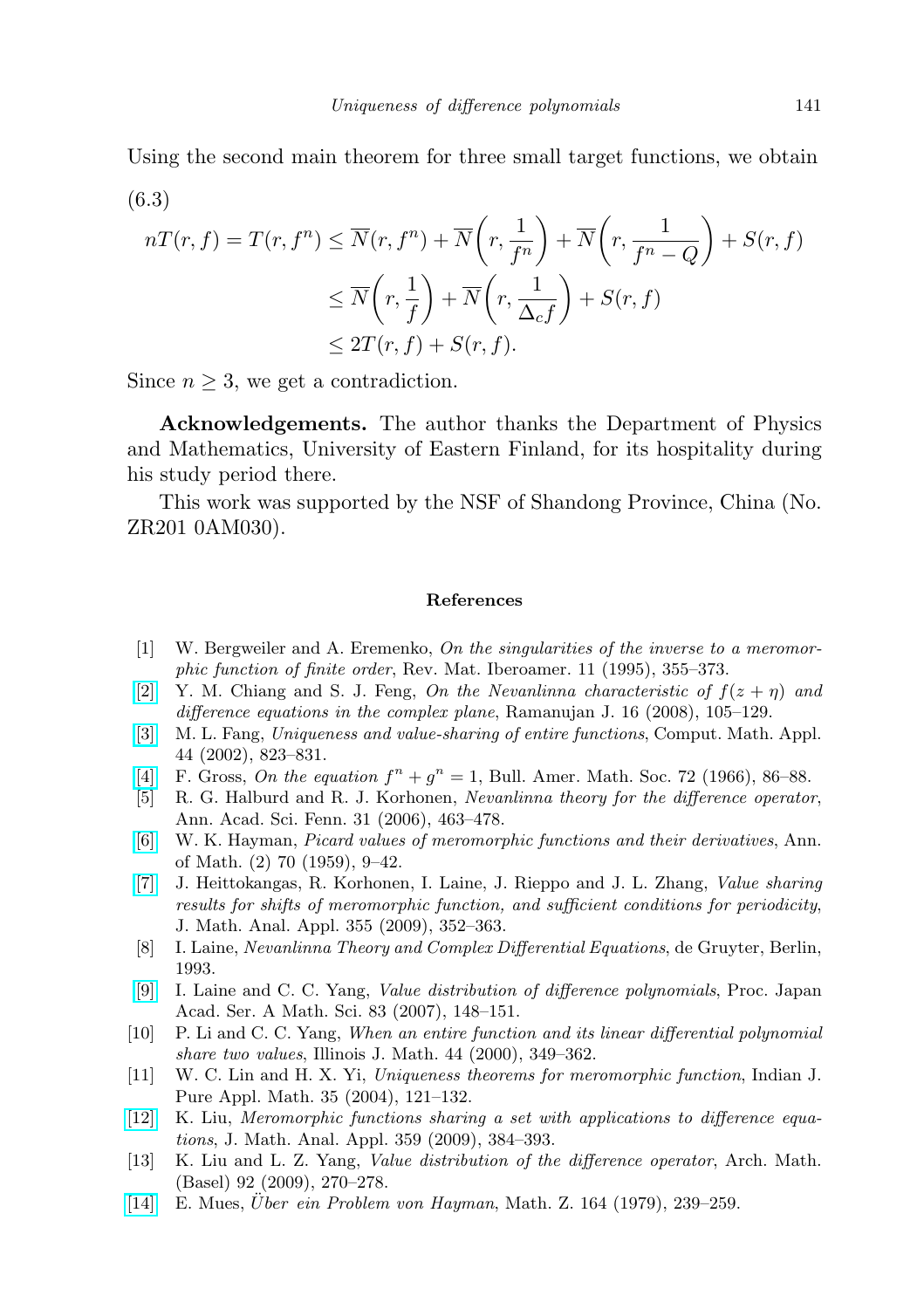Using the second main theorem for three small target functions, we obtain

(6.3)

$$
\begin{aligned}
nT(r,f) = T(r,f^n) &\le \overline{N}(r,f^n) + \overline{N}\left(r,\frac{1}{f^n}\right) + \overline{N}\left(r,\frac{1}{f^n - Q}\right) + S(r,f)\\
&\le \overline{N}\left(r,\frac{1}{f}\right) + \overline{N}\left(r,\frac{1}{\Delta_c f}\right) + S(r,f)\\
&\le 2T(r,f) + S(r,f).
\end{aligned}
$$

Since $n \geq 3$, we get a contradiction.

**Acknowledgements.** The author thanks the Department of Physics and Mathematics, University of Eastern Finland, for its hospitality during his study period there.

This work was supported by the NSF of Shandong Province, China (No. ZR201 0AM030).

## References

[1] W. Bergweiler and A. Eremenko, *On the singularities of the inverse to a meromorphic function of finite order*, Rev. Mat. Iberoamer. 11 (1995), 355–373.

[2] Y. M. Chiang and S. J. Feng, *On the Nevanlinna characteristic of $f(z+\eta)$ and difference equations in the complex plane*, Ramanujan J. 16 (2008), 105–129.

[3] M. L. Fang, *Uniqueness and value-sharing of entire functions*, Comput. Math. Appl. 44 (2002), 823–831.

[4] F. Gross, *On the equation $f^n + g^n = 1$*, Bull. Amer. Math. Soc. 72 (1966), 86–88.

[5] R. G. Halburd and R. J. Korhonen, *Nevanlinna theory for the difference operator*, Ann. Acad. Sci. Fenn. 31 (2006), 463–478.

[6] W. K. Hayman, *Picard values of meromorphic functions and their derivatives*, Ann. of Math. (2) 70 (1959), 9–42.

[7] J. Heittokangas, R. Korhonen, I. Laine, J. Rieppo and J. L. Zhang, *Value sharing results for shifts of meromorphic function, and sufficient conditions for periodicity*, J. Math. Anal. Appl. 355 (2009), 352–363.

[8] I. Laine, *Nevanlinna Theory and Complex Differential Equations*, de Gruyter, Berlin, 1993.

[9] I. Laine and C. C. Yang, *Value distribution of difference polynomials*, Proc. Japan Acad. Ser. A Math. Sci. 83 (2007), 148–151.

[10] P. Li and C. C. Yang, *When an entire function and its linear differential polynomial share two values*, Illinois J. Math. 44 (2000), 349–362.

[11] W. C. Lin and H. X. Yi, *Uniqueness theorems for meromorphic function*, Indian J. Pure Appl. Math. 35 (2004), 121–132.

[12] K. Liu, *Meromorphic functions sharing a set with applications to difference equations*, J. Math. Anal. Appl. 359 (2009), 384–393.

[13] K. Liu and L. Z. Yang, *Value distribution of the difference operator*, Arch. Math. (Basel) 92 (2009), 270–278.

[14] E. Mues, *Über ein Problem von Hayman*, Math. Z. 164 (1979), 239–259.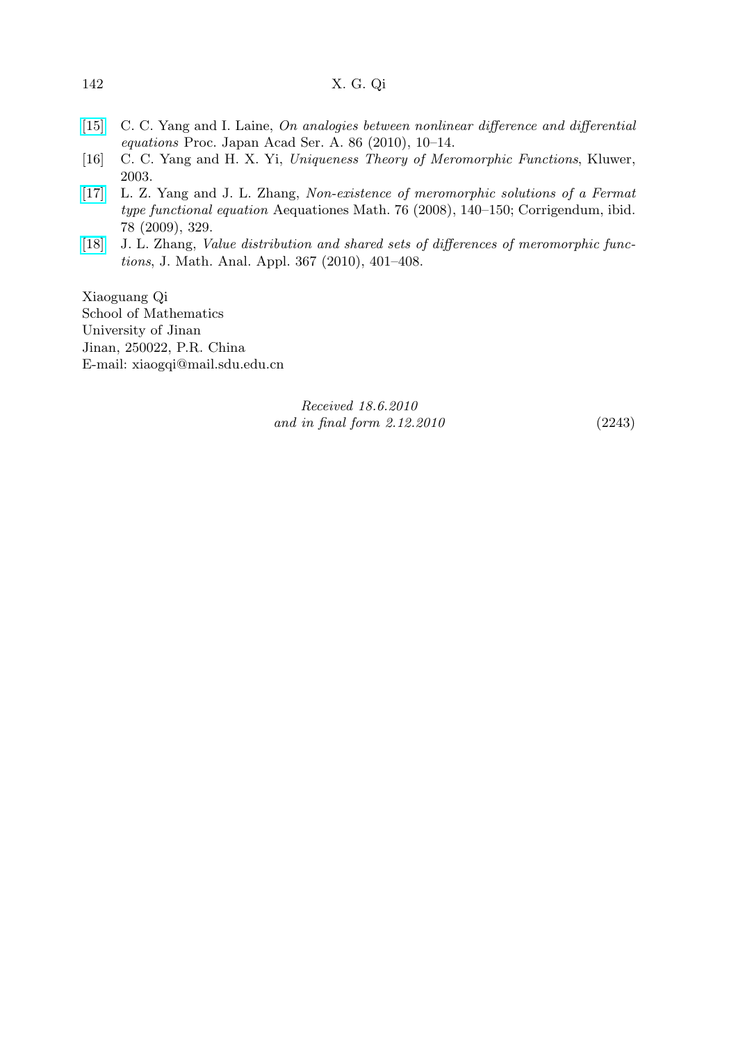[15] C. C. Yang and I. Laine, *On analogies between nonlinear difference and differential equations* Proc. Japan Acad Ser. A. 86 (2010), 10–14.

[16] C. C. Yang and H. X. Yi, *Uniqueness Theory of Meromorphic Functions*, Kluwer, 2003.

[17] L. Z. Yang and J. L. Zhang, *Non-existence of meromorphic solutions of a Fermat type functional equation* Aequationes Math. 76 (2008), 140–150; Corrigendum, ibid. 78 (2009), 329.

[18] J. L. Zhang, *Value distribution and shared sets of differences of meromorphic functions*, J. Math. Anal. Appl. 367 (2010), 401–408.

Xiaoguang Qi
School of Mathematics
University of Jinan
Jinan, 250022, P.R. China
E-mail: xiaogqi@mail.sdu.edu.cn

*Received 18.6.2010*
*and in final form 2.12.2010* (2243)